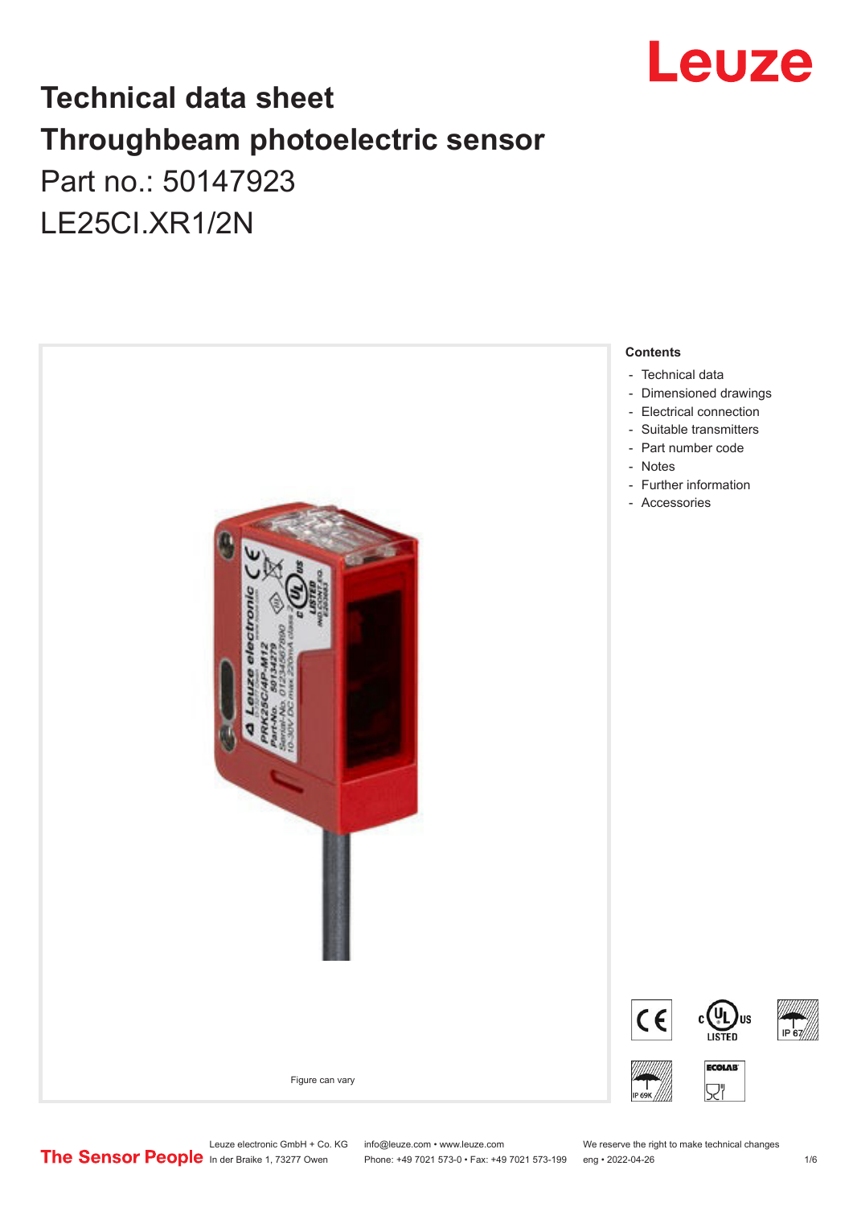Leuze

# Technical data sheet
# Throughbeam photoelectric sensor

Part no.: 50147923

LE25CI.XR1/2N

Figure can vary

**Contents**

- Technical data
- Dimensioned drawings
- Electrical connection
- Suitable transmitters
- Part number code
- Notes
- Further information
- Accessories

The Sensor People

Leuze electronic GmbH + Co. KG
In der Braike 1, 73277 Owen

info@leuze.com • www.leuze.com
Phone: +49 7021 573-0 • Fax: +49 7021 573-199

We reserve the right to make technical changes
eng • 2022-04-26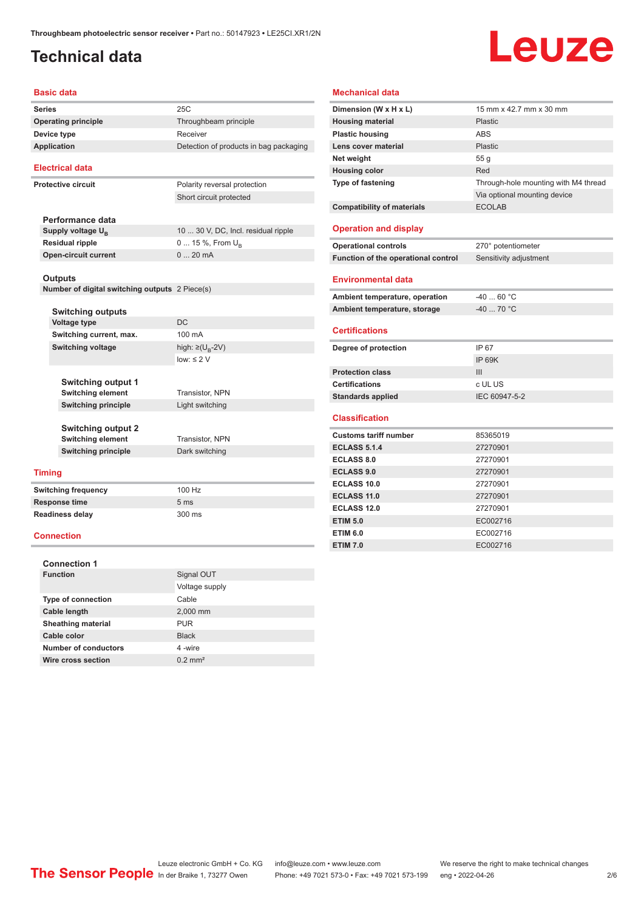Throughbeam photoelectric sensor receiver • Part no.: 50147923 • LE25CI.XR1/2N

# Technical data

## Basic data

| | |
|---|---|
| Series | 25C |
| Operating principle | Throughbeam principle |
| Device type | Receiver |
| Application | Detection of products in bag packaging |

## Electrical data

| | |
|---|---|
| Protective circuit | Polarity reversal protection |
| | Short circuit protected |

### Performance data

| | |
|---|---|
| Supply voltage $U_B$ | 10 ... 30 V, DC, Incl. residual ripple |
| Residual ripple | 0 ... 15 %, From $U_B$ |
| Open-circuit current | 0 ... 20 mA |

### Outputs

| | |
|---|---|
| Number of digital switching outputs | 2 Piece(s) |

#### Switching outputs

| | |
|---|---|
| Voltage type | DC |
| Switching current, max. | 100 mA |
| Switching voltage | high: ≥($U_B$-2V) |
| | low: ≤ 2 V |

#### Switching output 1

| | |
|---|---|
| Switching element | Transistor, NPN |
| Switching principle | Light switching |

#### Switching output 2

| | |
|---|---|
| Switching element | Transistor, NPN |
| Switching principle | Dark switching |

## Timing

| | |
|---|---|
| Switching frequency | 100 Hz |
| Response time | 5 ms |
| Readiness delay | 300 ms |

## Connection

### Connection 1

| | |
|---|---|
| Function | Signal OUT |
| | Voltage supply |
| Type of connection | Cable |
| Cable length | 2,000 mm |
| Sheathing material | PUR |
| Cable color | Black |
| Number of conductors | 4 -wire |
| Wire cross section | 0.2 mm² |

## Mechanical data

| | |
|---|---|
| Dimension (W x H x L) | 15 mm x 42.7 mm x 30 mm |
| Housing material | Plastic |
| Plastic housing | ABS |
| Lens cover material | Plastic |
| Net weight | 55 g |
| Housing color | Red |
| Type of fastening | Through-hole mounting with M4 thread |
| | Via optional mounting device |
| Compatibility of materials | ECOLAB |

## Operation and display

| | |
|---|---|
| Operational controls | 270° potentiometer |
| Function of the operational control | Sensitivity adjustment |

## Environmental data

| | |
|---|---|
| Ambient temperature, operation | -40 ... 60 °C |
| Ambient temperature, storage | -40 ... 70 °C |

## Certifications

| | |
|---|---|
| Degree of protection | IP 67 |
| | IP 69K |
| Protection class | III |
| Certifications | c UL US |
| Standards applied | IEC 60947-5-2 |

## Classification

| | |
|---|---|
| Customs tariff number | 85365019 |
| ECLASS 5.1.4 | 27270901 |
| ECLASS 8.0 | 27270901 |
| ECLASS 9.0 | 27270901 |
| ECLASS 10.0 | 27270901 |
| ECLASS 11.0 | 27270901 |
| ECLASS 12.0 | 27270901 |
| ETIM 5.0 | EC002716 |
| ETIM 6.0 | EC002716 |
| ETIM 7.0 | EC002716 |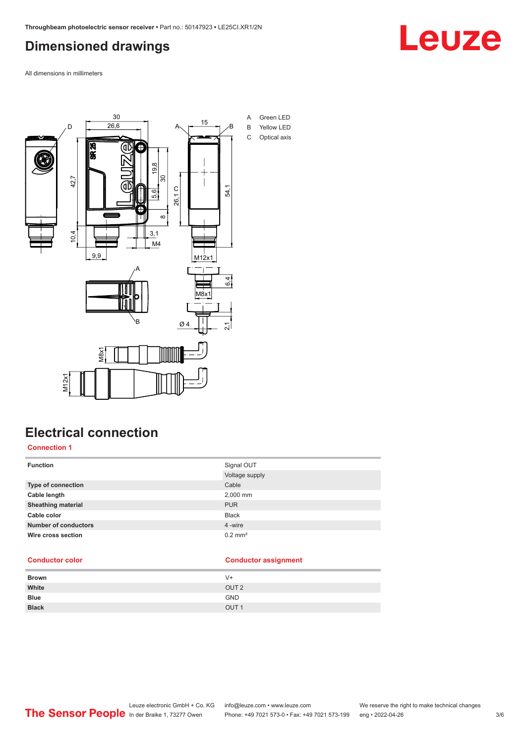## Dimensioned drawings

All dimensions in millimeters

A Green LED
B Yellow LED
C Optical axis

## Electrical connection

### Connection 1

| | |
|---|---|
| **Function** | Signal OUT |
| | Voltage supply |
| **Type of connection** | Cable |
| **Cable length** | 2,000 mm |
| **Sheathing material** | PUR |
| **Cable color** | Black |
| **Number of conductors** | 4 -wire |
| **Wire cross section** | 0.2 mm² |

| Conductor color | Conductor assignment |
|---|---|
| **Brown** | V+ |
| **White** | OUT 2 |
| **Blue** | GND |
| **Black** | OUT 1 |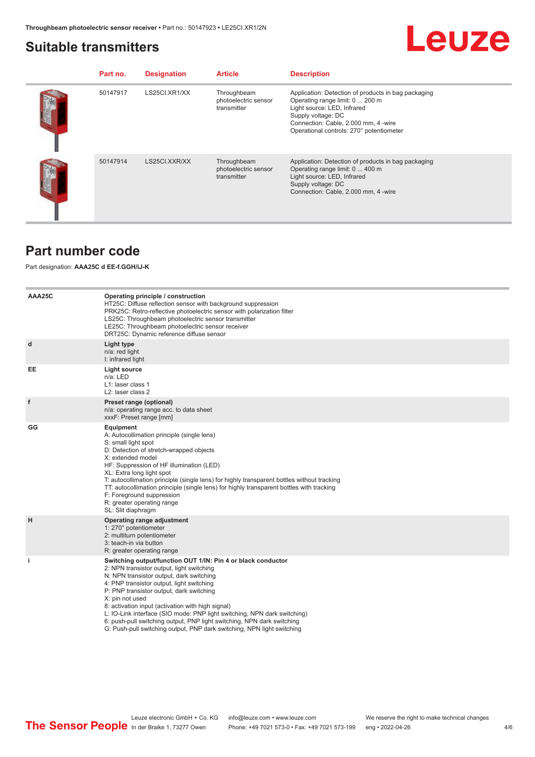## Suitable transmitters

| | Part no. | Designation | Article | Description |
|---|---|---|---|---|
| | 50147917 | LS25CI.XR1/XX | Throughbeam photoelectric sensor transmitter | Application: Detection of products in bag packaging<br>Operating range limit: 0 ... 200 m<br>Light source: LED, Infrared<br>Supply voltage: DC<br>Connection: Cable, 2.000 mm, 4 -wire<br>Operational controls: 270° potentiometer |
| | 50147914 | LS25CI.XXR/XX | Throughbeam photoelectric sensor transmitter | Application: Detection of products in bag packaging<br>Operating range limit: 0 ... 400 m<br>Light source: LED, Infrared<br>Supply voltage: DC<br>Connection: Cable, 2.000 mm, 4 -wire |

## Part number code

Part designation: **AAA25C d EE-f.GGH/iJ-K**

| | |
|---|---|
| **AAA25C** | **Operating principle / construction**<br>HT25C: Diffuse reflection sensor with background suppression<br>PRK25C: Retro-reflective photoelectric sensor with polarization filter<br>LS25C: Throughbeam photoelectric sensor transmitter<br>LE25C: Throughbeam photoelectric sensor receiver<br>DRT25C: Dynamic reference diffuse sensor |
| **d** | **Light type**<br>n/a: red light<br>I: infrared light |
| **EE** | **Light source**<br>n/a: LED<br>L1: laser class 1<br>L2: laser class 2 |
| **f** | **Preset range (optional)**<br>n/a: operating range acc. to data sheet<br>xxxF: Preset range [mm] |
| **GG** | **Equipment**<br>A: Autocollimation principle (single lens)<br>S: small light spot<br>D: Detection of stretch-wrapped objects<br>X: extended model<br>HF: Suppression of HF illumination (LED)<br>XL: Extra long light spot<br>T: autocollimation principle (single lens) for highly transparent bottles without tracking<br>TT: autocollimation principle (single lens) for highly transparent bottles with tracking<br>F: Foreground suppression<br>R: greater operating range<br>SL: Slit diaphragm |
| **H** | **Operating range adjustment**<br>1: 270° potentiometer<br>2: multiturn potentiometer<br>3: teach-in via button<br>R: greater operating range |
| **i** | **Switching output/function OUT 1/IN: Pin 4 or black conductor**<br>2: NPN transistor output, light switching<br>N: NPN transistor output, dark switching<br>4: PNP transistor output, light switching<br>P: PNP transistor output, dark switching<br>X: pin not used<br>8: activation input (activation with high signal)<br>L: IO-Link interface (SIO mode: PNP light switching, NPN dark switching)<br>6: push-pull switching output, PNP light switching, NPN dark switching<br>G: Push-pull switching output, PNP dark switching, NPN light switching |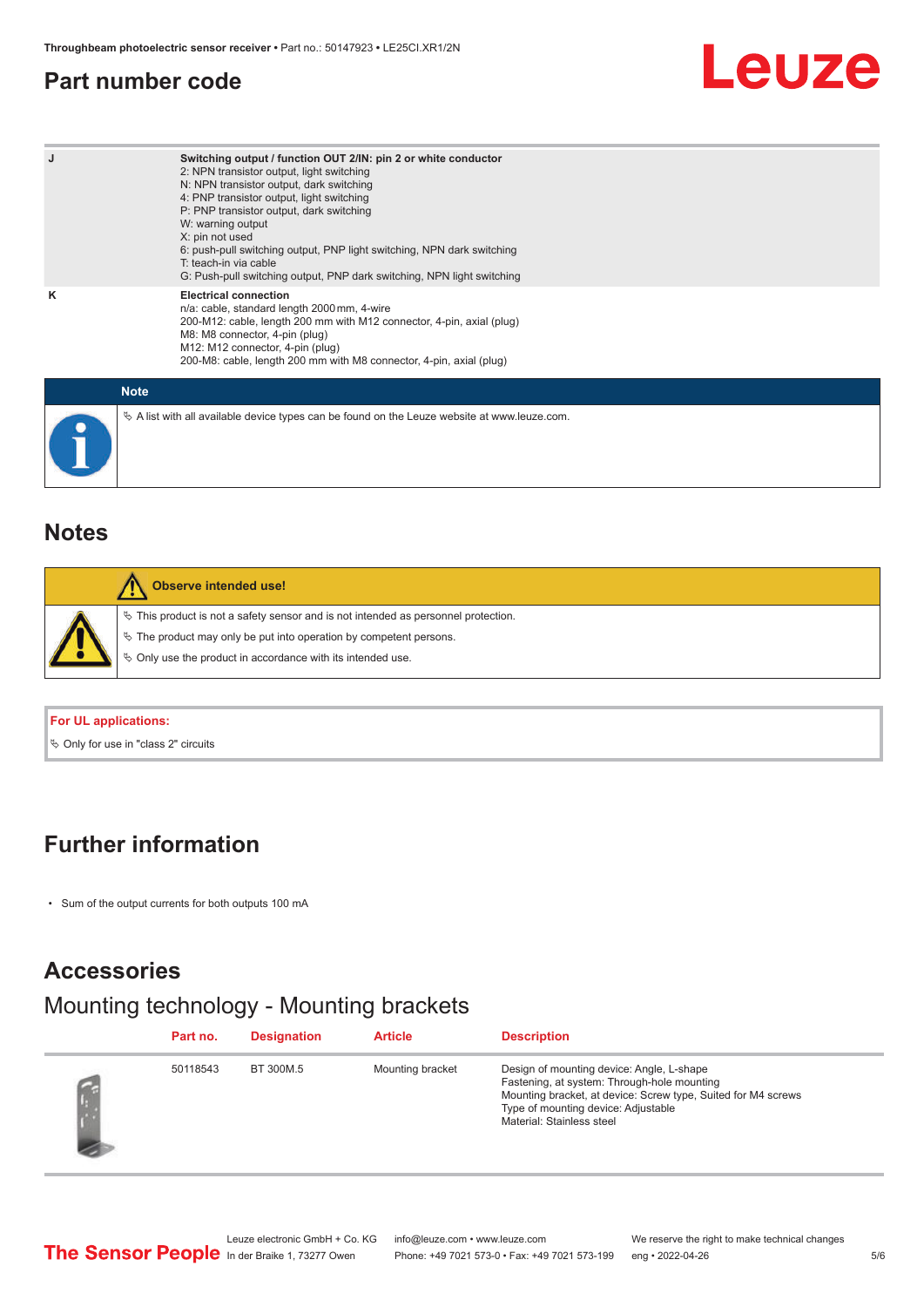## Part number code

| | |
|---|---|
| J | **Switching output / function OUT 2/IN: pin 2 or white conductor**<br>2: NPN transistor output, light switching<br>N: NPN transistor output, dark switching<br>4: PNP transistor output, light switching<br>P: PNP transistor output, dark switching<br>W: warning output<br>X: pin not used<br>6: push-pull switching output, PNP light switching, NPN dark switching<br>T: teach-in via cable<br>G: Push-pull switching output, PNP dark switching, NPN light switching |
| K | **Electrical connection**<br>n/a: cable, standard length 2000 mm, 4-wire<br>200-M12: cable, length 200 mm with M12 connector, 4-pin, axial (plug)<br>M8: M8 connector, 4-pin (plug)<br>M12: M12 connector, 4-pin (plug)<br>200-M8: cable, length 200 mm with M8 connector, 4-pin, axial (plug) |

**Note**

- A list with all available device types can be found on the Leuze website at www.leuze.com.

## Notes

**Observe intended use!**

- This product is not a safety sensor and is not intended as personnel protection.
- The product may only be put into operation by competent persons.
- Only use the product in accordance with its intended use.

**For UL applications:**

- Only for use in "class 2" circuits

## Further information

- Sum of the output currents for both outputs 100 mA

## Accessories

### Mounting technology - Mounting brackets

| | Part no. | Designation | Article | Description |
|---|---|---|---|---|
| | 50118543 | BT 300M.5 | Mounting bracket | Design of mounting device: Angle, L-shape<br>Fastening, at system: Through-hole mounting<br>Mounting bracket, at device: Screw type, Suited for M4 screws<br>Type of mounting device: Adjustable<br>Material: Stainless steel |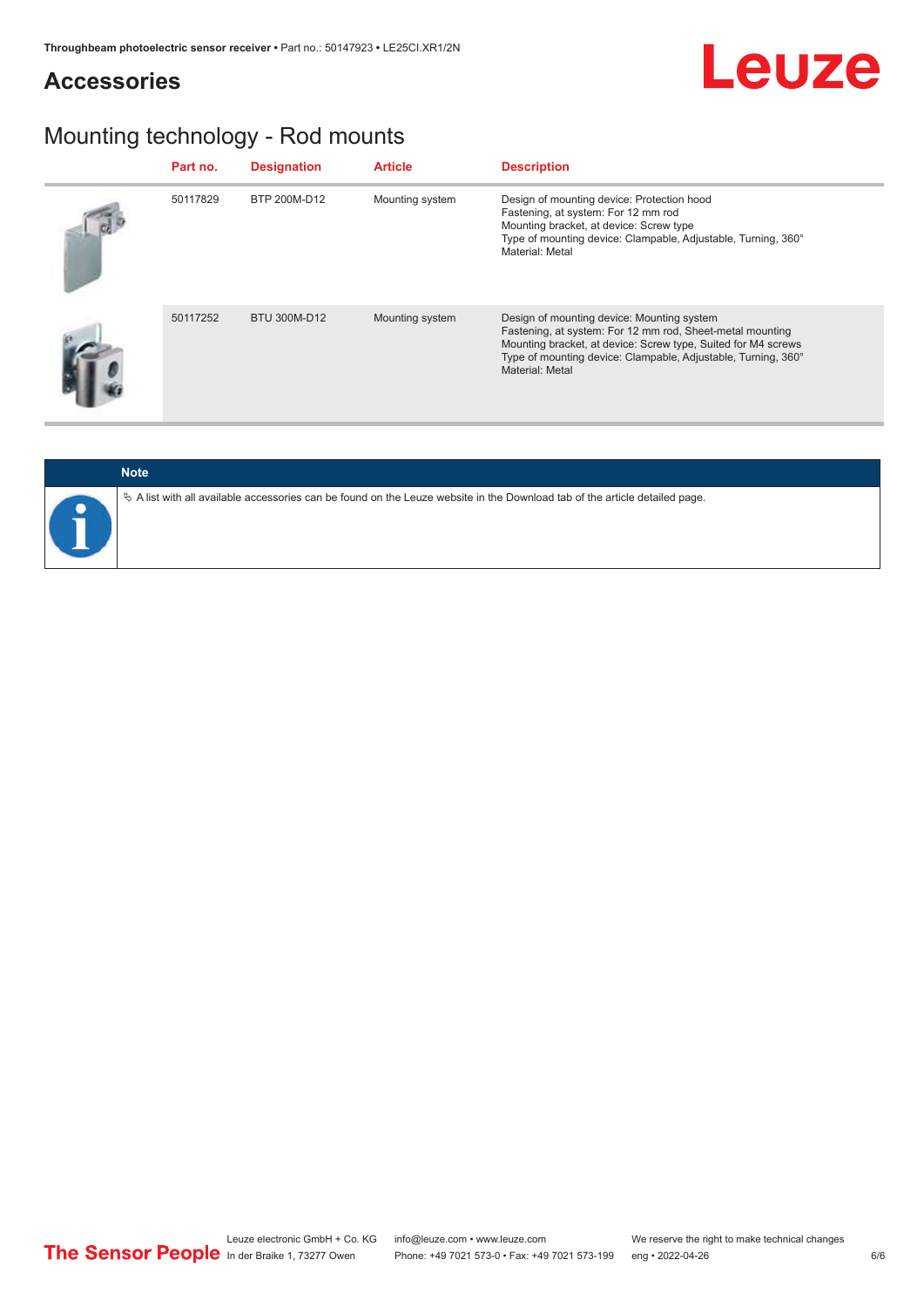## Accessories

# Mounting technology - Rod mounts

| | Part no. | Designation | Article | Description |
|---|---|---|---|---|
| | 50117829 | BTP 200M-D12 | Mounting system | Design of mounting device: Protection hood<br>Fastening, at system: For 12 mm rod<br>Mounting bracket, at device: Screw type<br>Type of mounting device: Clampable, Adjustable, Turning, 360°<br>Material: Metal |
| | 50117252 | BTU 300M-D12 | Mounting system | Design of mounting device: Mounting system<br>Fastening, at system: For 12 mm rod, Sheet-metal mounting<br>Mounting bracket, at device: Screw type, Suited for M4 screws<br>Type of mounting device: Clampable, Adjustable, Turning, 360°<br>Material: Metal |

**Note**

↳ A list with all available accessories can be found on the Leuze website in the Download tab of the article detailed page.